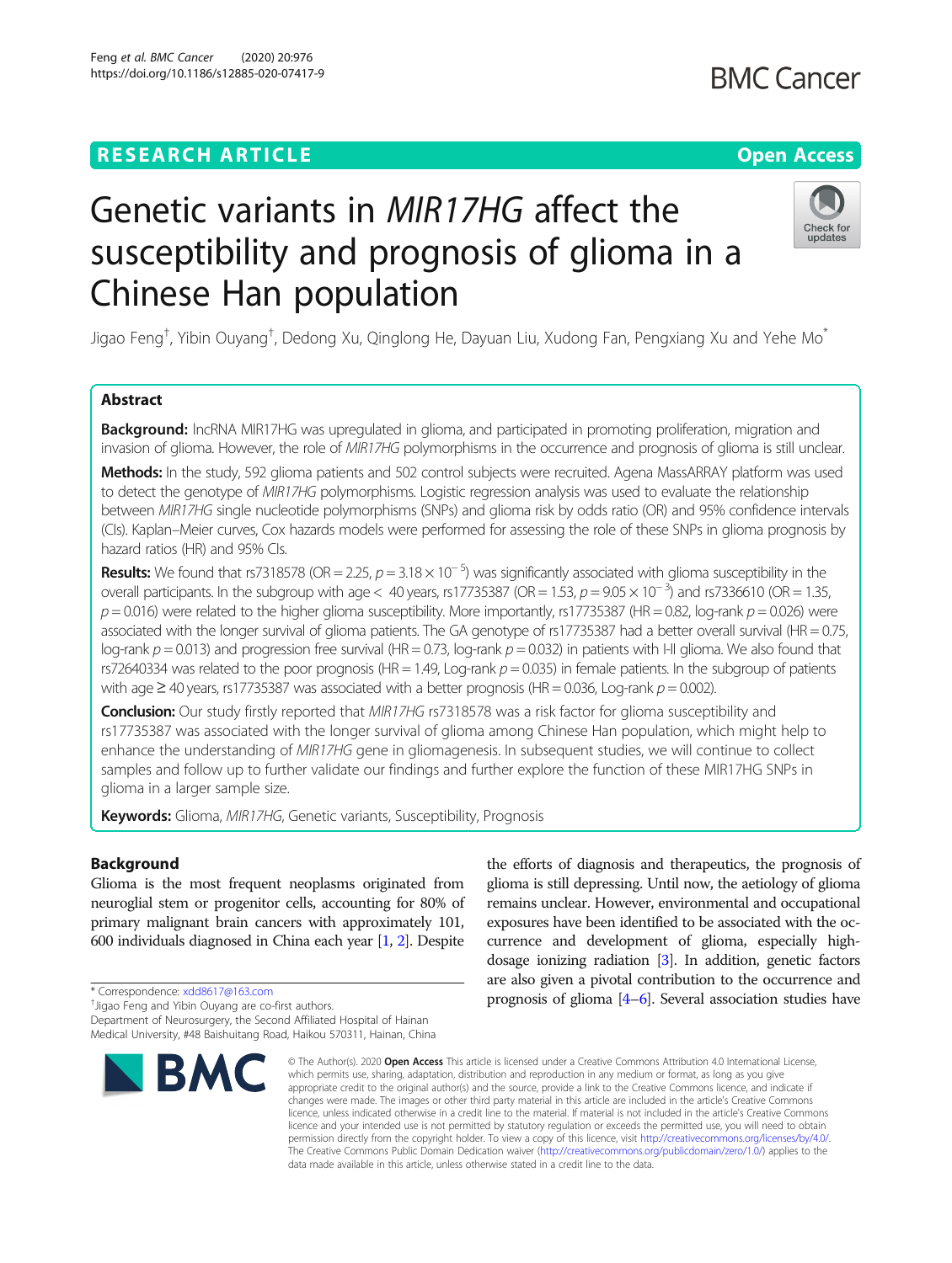RESEARCH ARTICLE

Open Access

# Genetic variants in *MIR17HG* affect the susceptibility and prognosis of glioma in a Chinese Han population

Jigao Feng[†], Yibin Ouyang[†], Dedong Xu, Qinglong He, Dayuan Liu, Xudong Fan, Pengxiang Xu and Yehe Mo[*]

## Abstract

**Background:** lncRNA MIR17HG was upregulated in glioma, and participated in promoting proliferation, migration and invasion of glioma. However, the role of *MIR17HG* polymorphisms in the occurrence and prognosis of glioma is still unclear.

**Methods:** In the study, 592 glioma patients and 502 control subjects were recruited. Agena MassARRAY platform was used to detect the genotype of *MIR17HG* polymorphisms. Logistic regression analysis was used to evaluate the relationship between *MIR17HG* single nucleotide polymorphisms (SNPs) and glioma risk by odds ratio (OR) and 95% confidence intervals (CIs). Kaplan–Meier curves, Cox hazards models were performed for assessing the role of these SNPs in glioma prognosis by hazard ratios (HR) and 95% CIs.

**Results:** We found that rs7318578 (OR = 2.25, $p = 3.18 \times 10^{-5}$) was significantly associated with glioma susceptibility in the overall participants. In the subgroup with age < 40 years, rs17735387 (OR = 1.53, $p = 9.05 \times 10^{-3}$) and rs7336610 (OR = 1.35, $p = 0.016$) were related to the higher glioma susceptibility. More importantly, rs17735387 (HR = 0.82, log-rank $p = 0.026$) were associated with the longer survival of glioma patients. The GA genotype of rs17735387 had a better overall survival (HR = 0.75, log-rank $p = 0.013$) and progression free survival (HR = 0.73, log-rank $p = 0.032$) in patients with I-II glioma. We also found that rs72640334 was related to the poor prognosis (HR = 1.49, Log-rank $p = 0.035$) in female patients. In the subgroup of patients with age ≥ 40 years, rs17735387 was associated with a better prognosis (HR = 0.036, Log-rank $p = 0.002$).

**Conclusion:** Our study firstly reported that *MIR17HG* rs7318578 was a risk factor for glioma susceptibility and rs17735387 was associated with the longer survival of glioma among Chinese Han population, which might help to enhance the understanding of *MIR17HG* gene in gliomagenesis. In subsequent studies, we will continue to collect samples and follow up to further validate our findings and further explore the function of these MIR17HG SNPs in glioma in a larger sample size.

**Keywords:** Glioma, *MIR17HG*, Genetic variants, Susceptibility, Prognosis

## Background

Glioma is the most frequent neoplasms originated from neuroglial stem or progenitor cells, accounting for 80% of primary malignant brain cancers with approximately 101, 600 individuals diagnosed in China each year [1, 2]. Despite the efforts of diagnosis and therapeutics, the prognosis of glioma is still depressing. Until now, the aetiology of glioma remains unclear. However, environmental and occupational exposures have been identified to be associated with the occurrence and development of glioma, especially high-dosage ionizing radiation [3]. In addition, genetic factors are also given a pivotal contribution to the occurrence and prognosis of glioma [4–6]. Several association studies have

\* Correspondence: xdd8617@163.com

[†]Jigao Feng and Yibin Ouyang are co-first authors.

Department of Neurosurgery, the Second Affiliated Hospital of Hainan Medical University, #48 Baishuitang Road, Haikou 570311, Hainan, China

© The Author(s). 2020 **Open Access** This article is licensed under a Creative Commons Attribution 4.0 International License, which permits use, sharing, adaptation, distribution and reproduction in any medium or format, as long as you give appropriate credit to the original author(s) and the source, provide a link to the Creative Commons licence, and indicate if changes were made. The images or other third party material in this article are included in the article's Creative Commons licence, unless indicated otherwise in a credit line to the material. If material is not included in the article's Creative Commons licence and your intended use is not permitted by statutory regulation or exceeds the permitted use, you will need to obtain permission directly from the copyright holder. To view a copy of this licence, visit http://creativecommons.org/licenses/by/4.0/. The Creative Commons Public Domain Dedication waiver (http://creativecommons.org/publicdomain/zero/1.0/) applies to the data made available in this article, unless otherwise stated in a credit line to the data.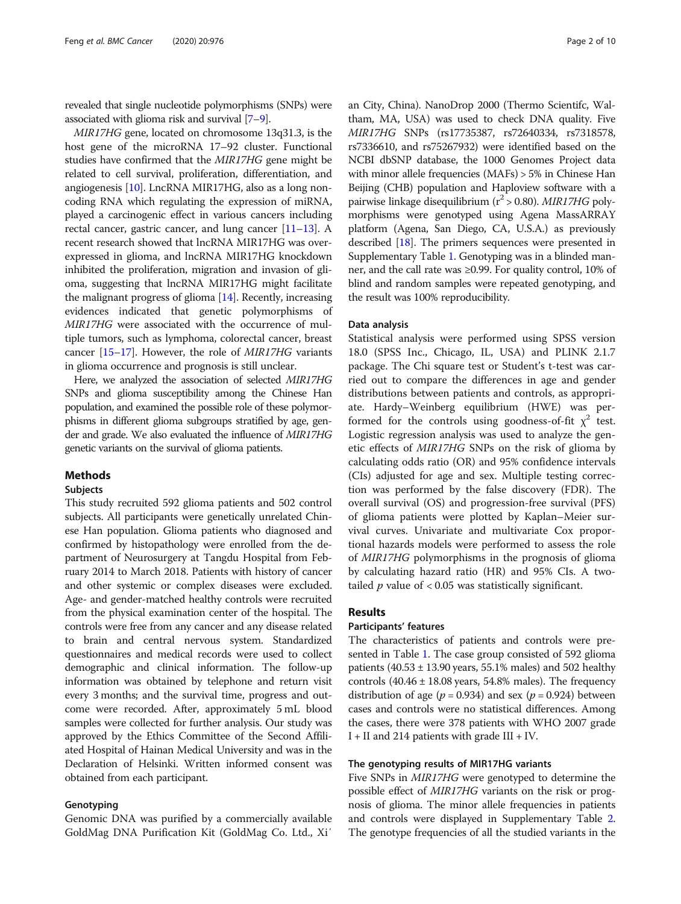revealed that single nucleotide polymorphisms (SNPs) were associated with glioma risk and survival [7–9].

*MIR17HG* gene, located on chromosome 13q31.3, is the host gene of the microRNA 17–92 cluster. Functional studies have confirmed that the *MIR17HG* gene might be related to cell survival, proliferation, differentiation, and angiogenesis [10]. LncRNA MIR17HG, also as a long noncoding RNA which regulating the expression of miRNA, played a carcinogenic effect in various cancers including rectal cancer, gastric cancer, and lung cancer [11–13]. A recent research showed that lncRNA MIR17HG was overexpressed in glioma, and lncRNA MIR17HG knockdown inhibited the proliferation, migration and invasion of glioma, suggesting that lncRNA MIR17HG might facilitate the malignant progress of glioma [14]. Recently, increasing evidences indicated that genetic polymorphisms of *MIR17HG* were associated with the occurrence of multiple tumors, such as lymphoma, colorectal cancer, breast cancer [15–17]. However, the role of *MIR17HG* variants in glioma occurrence and prognosis is still unclear.

Here, we analyzed the association of selected *MIR17HG* SNPs and glioma susceptibility among the Chinese Han population, and examined the possible role of these polymorphisms in different glioma subgroups stratified by age, gender and grade. We also evaluated the influence of *MIR17HG* genetic variants on the survival of glioma patients.

## Methods

### Subjects

This study recruited 592 glioma patients and 502 control subjects. All participants were genetically unrelated Chinese Han population. Glioma patients who diagnosed and confirmed by histopathology were enrolled from the department of Neurosurgery at Tangdu Hospital from February 2014 to March 2018. Patients with history of cancer and other systemic or complex diseases were excluded. Age- and gender-matched healthy controls were recruited from the physical examination center of the hospital. The controls were free from any cancer and any disease related to brain and central nervous system. Standardized questionnaires and medical records were used to collect demographic and clinical information. The follow-up information was obtained by telephone and return visit every 3 months; and the survival time, progress and outcome were recorded. After, approximately 5 mL blood samples were collected for further analysis. Our study was approved by the Ethics Committee of the Second Affiliated Hospital of Hainan Medical University and was in the Declaration of Helsinki. Written informed consent was obtained from each participant.

### Genotyping

Genomic DNA was purified by a commercially available GoldMag DNA Purification Kit (GoldMag Co. Ltd., Xi′an City, China). NanoDrop 2000 (Thermo Scientifc, Waltham, MA, USA) was used to check DNA quality. Five *MIR17HG* SNPs (rs17735387, rs72640334, rs7318578, rs7336610, and rs75267932) were identified based on the NCBI dbSNP database, the 1000 Genomes Project data with minor allele frequencies (MAFs) > 5% in Chinese Han Beijing (CHB) population and Haploview software with a pairwise linkage disequilibrium ($r^2 > 0.80$). *MIR17HG* polymorphisms were genotyped using Agena MassARRAY platform (Agena, San Diego, CA, U.S.A.) as previously described [18]. The primers sequences were presented in Supplementary Table 1. Genotyping was in a blinded manner, and the call rate was ≥0.99. For quality control, 10% of blind and random samples were repeated genotyping, and the result was 100% reproducibility.

### Data analysis

Statistical analysis were performed using SPSS version 18.0 (SPSS Inc., Chicago, IL, USA) and PLINK 2.1.7 package. The Chi square test or Student's t-test was carried out to compare the differences in age and gender distributions between patients and controls, as appropriate. Hardy–Weinberg equilibrium (HWE) was performed for the controls using goodness-of-fit $\chi^2$ test. Logistic regression analysis was used to analyze the genetic effects of *MIR17HG* SNPs on the risk of glioma by calculating odds ratio (OR) and 95% confidence intervals (CIs) adjusted for age and sex. Multiple testing correction was performed by the false discovery (FDR). The overall survival (OS) and progression-free survival (PFS) of glioma patients were plotted by Kaplan–Meier survival curves. Univariate and multivariate Cox proportional hazards models were performed to assess the role of *MIR17HG* polymorphisms in the prognosis of glioma by calculating hazard ratio (HR) and 95% CIs. A two-tailed $p$ value of < 0.05 was statistically significant.

## Results

### Participants' features

The characteristics of patients and controls were presented in Table 1. The case group consisted of 592 glioma patients (40.53 ± 13.90 years, 55.1% males) and 502 healthy controls (40.46 ± 18.08 years, 54.8% males). The frequency distribution of age ($p = 0.934$) and sex ($p = 0.924$) between cases and controls were no statistical differences. Among the cases, there were 378 patients with WHO 2007 grade I + II and 214 patients with grade III + IV.

### The genotyping results of MIR17HG variants

Five SNPs in *MIR17HG* were genotyped to determine the possible effect of *MIR17HG* variants on the risk or prognosis of glioma. The minor allele frequencies in patients and controls were displayed in Supplementary Table 2. The genotype frequencies of all the studied variants in the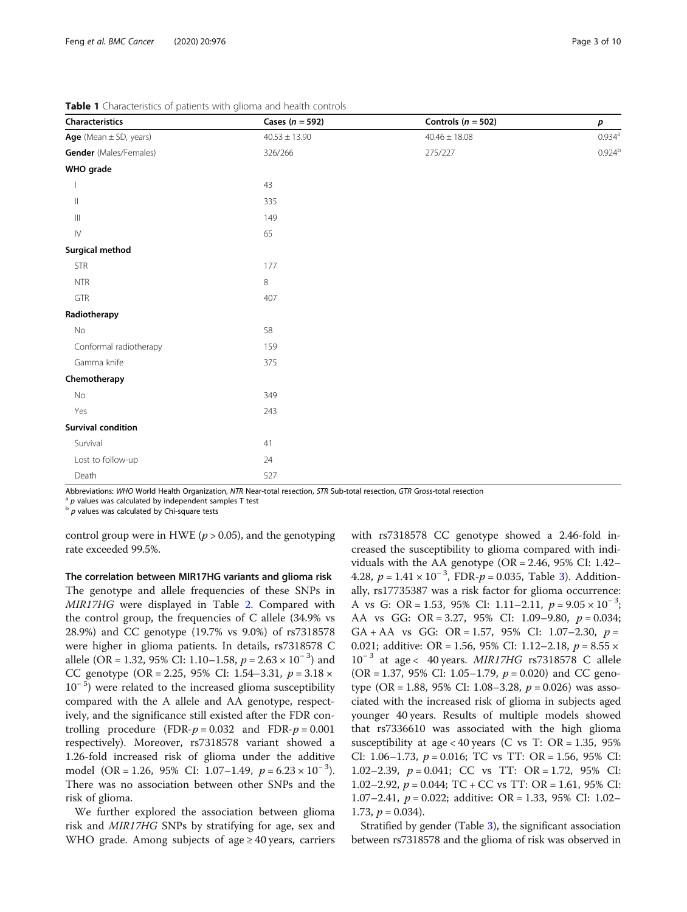**Table 1** Characteristics of patients with glioma and health controls

| Characteristics | Cases ($n = 592$) | Controls ($n = 502$) | *p* |
|---|---|---|---|
| **Age** (Mean ± SD, years) | 40.53 ± 13.90 | 40.46 ± 18.08 | 0.934[a] |
| **Gender** (Males/Females) | 326/266 | 275/227 | 0.924[b] |
| **WHO grade** | | | |
| I | 43 | | |
| II | 335 | | |
| III | 149 | | |
| IV | 65 | | |
| **Surgical method** | | | |
| STR | 177 | | |
| NTR | 8 | | |
| GTR | 407 | | |
| **Radiotherapy** | | | |
| No | 58 | | |
| Conformal radiotherapy | 159 | | |
| Gamma knife | 375 | | |
| **Chemotherapy** | | | |
| No | 349 | | |
| Yes | 243 | | |
| **Survival condition** | | | |
| Survival | 41 | | |
| Lost to follow-up | 24 | | |
| Death | 527 | | |

Abbreviations: *WHO* World Health Organization, *NTR* Near-total resection, *STR* Sub-total resection, *GTR* Gross-total resection

[a] *p* values was calculated by independent samples T test

[b] *p* values was calculated by Chi-square tests

control group were in HWE ($p > 0.05$), and the genotyping rate exceeded 99.5%.

### The correlation between MIR17HG variants and glioma risk

The genotype and allele frequencies of these SNPs in *MIR17HG* were displayed in Table 2. Compared with the control group, the frequencies of C allele (34.9% vs 28.9%) and CC genotype (19.7% vs 9.0%) of rs7318578 were higher in glioma patients. In details, rs7318578 C allele (OR = 1.32, 95% CI: 1.10–1.58, $p = 2.63 \times 10^{-3}$) and CC genotype (OR = 2.25, 95% CI: 1.54–3.31, $p = 3.18 \times 10^{-5}$) were related to the increased glioma susceptibility compared with the A allele and AA genotype, respectively, and the significance still existed after the FDR controlling procedure (FDR-$p = 0.032$ and FDR-$p = 0.001$ respectively). Moreover, rs7318578 variant showed a 1.26-fold increased risk of glioma under the additive model (OR = 1.26, 95% CI: 1.07–1.49, $p = 6.23 \times 10^{-3}$). There was no association between other SNPs and the risk of glioma.

We further explored the association between glioma risk and *MIR17HG* SNPs by stratifying for age, sex and WHO grade. Among subjects of age ≥ 40 years, carriers with rs7318578 CC genotype showed a 2.46-fold increased the susceptibility to glioma compared with individuals with the AA genotype (OR = 2.46, 95% CI: 1.42–4.28, $p = 1.41 \times 10^{-3}$, FDR-$p = 0.035$, Table 3). Additionally, rs17735387 was a risk factor for glioma occurrence: A vs G: OR = 1.53, 95% CI: 1.11–2.11, $p = 9.05 \times 10^{-3}$; AA vs GG: OR = 3.27, 95% CI: 1.09–9.80, $p = 0.034$; GA + AA vs GG: OR = 1.57, 95% CI: 1.07–2.30, $p = 0.021$; additive: OR = 1.56, 95% CI: 1.12–2.18, $p = 8.55 \times 10^{-3}$ at age < 40 years. *MIR17HG* rs7318578 C allele (OR = 1.37, 95% CI: 1.05–1.79, $p = 0.020$) and CC genotype (OR = 1.88, 95% CI: 1.08–3.28, $p = 0.026$) was associated with the increased risk of glioma in subjects aged younger 40 years. Results of multiple models showed that rs7336610 was associated with the high glioma susceptibility at age < 40 years (C vs T: OR = 1.35, 95% CI: 1.06–1.73, $p = 0.016$; TC vs TT: OR = 1.56, 95% CI: 1.02–2.39, $p = 0.041$; CC vs TT: OR = 1.72, 95% CI: 1.02–2.92, $p = 0.044$; TC + CC vs TT: OR = 1.61, 95% CI: 1.07–2.41, $p = 0.022$; additive: OR = 1.33, 95% CI: 1.02–1.73, $p = 0.034$).

Stratified by gender (Table 3), the significant association between rs7318578 and the glioma of risk was observed in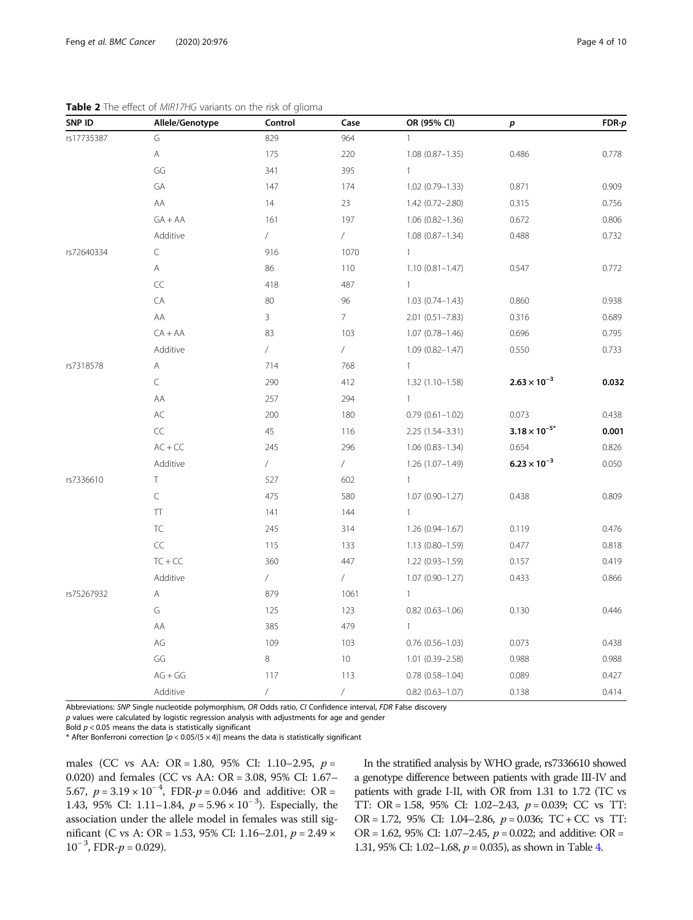**Table 2** The effect of *MIR17HG* variants on the risk of glioma

| SNP ID | Allele/Genotype | Control | Case | OR (95% CI) | *p* | FDR-*p* |
|---|---|---|---|---|---|---|
| rs17735387 | G | 829 | 964 | 1 | | |
| | A | 175 | 220 | 1.08 (0.87–1.35) | 0.486 | 0.778 |
| | GG | 341 | 395 | 1 | | |
| | GA | 147 | 174 | 1.02 (0.79–1.33) | 0.871 | 0.909 |
| | AA | 14 | 23 | 1.42 (0.72–2.80) | 0.315 | 0.756 |
| | GA + AA | 161 | 197 | 1.06 (0.82–1.36) | 0.672 | 0.806 |
| | Additive | / | / | 1.08 (0.87–1.34) | 0.488 | 0.732 |
| rs72640334 | C | 916 | 1070 | 1 | | |
| | A | 86 | 110 | 1.10 (0.81–1.47) | 0.547 | 0.772 |
| | CC | 418 | 487 | 1 | | |
| | CA | 80 | 96 | 1.03 (0.74–1.43) | 0.860 | 0.938 |
| | AA | 3 | 7 | 2.01 (0.51–7.83) | 0.316 | 0.689 |
| | CA + AA | 83 | 103 | 1.07 (0.78–1.46) | 0.696 | 0.795 |
| | Additive | / | / | 1.09 (0.82–1.47) | 0.550 | 0.733 |
| rs7318578 | A | 714 | 768 | 1 | | |
| | C | 290 | 412 | 1.32 (1.10–1.58) | $\mathbf{2.63 \times 10^{-3}}$ | **0.032** |
| | AA | 257 | 294 | 1 | | |
| | AC | 200 | 180 | 0.79 (0.61–1.02) | 0.073 | 0.438 |
| | CC | 45 | 116 | 2.25 (1.54–3.31) | $\mathbf{3.18 \times 10^{-5*}}$ | **0.001** |
| | AC + CC | 245 | 296 | 1.06 (0.83–1.34) | 0.654 | 0.826 |
| | Additive | / | / | 1.26 (1.07–1.49) | $\mathbf{6.23 \times 10^{-3}}$ | 0.050 |
| rs7336610 | T | 527 | 602 | 1 | | |
| | C | 475 | 580 | 1.07 (0.90–1.27) | 0.438 | 0.809 |
| | TT | 141 | 144 | 1 | | |
| | TC | 245 | 314 | 1.26 (0.94–1.67) | 0.119 | 0.476 |
| | CC | 115 | 133 | 1.13 (0.80–1.59) | 0.477 | 0.818 |
| | TC + CC | 360 | 447 | 1.22 (0.93–1.59) | 0.157 | 0.419 |
| | Additive | / | / | 1.07 (0.90–1.27) | 0.433 | 0.866 |
| rs75267932 | A | 879 | 1061 | 1 | | |
| | G | 125 | 123 | 0.82 (0.63–1.06) | 0.130 | 0.446 |
| | AA | 385 | 479 | 1 | | |
| | AG | 109 | 103 | 0.76 (0.56–1.03) | 0.073 | 0.438 |
| | GG | 8 | 10 | 1.01 (0.39–2.58) | 0.988 | 0.988 |
| | AG + GG | 117 | 113 | 0.78 (0.58–1.04) | 0.089 | 0.427 |
| | Additive | / | / | 0.82 (0.63–1.07) | 0.138 | 0.414 |

Abbreviations: *SNP* Single nucleotide polymorphism, *OR* Odds ratio, *CI* Confidence interval, *FDR* False discovery

*p* values were calculated by logistic regression analysis with adjustments for age and gender

Bold $p < 0.05$ means the data is statistically significant

\* After Bonferroni correction [$p < 0.05/(5 \times 4)$] means the data is statistically significant

males (CC vs AA: OR = 1.80, 95% CI: 1.10–2.95, $p = 0.020$) and females (CC vs AA: OR = 3.08, 95% CI: 1.67–5.67, $p = 3.19 \times 10^{-4}$, FDR-$p = 0.046$ and additive: OR = 1.43, 95% CI: 1.11–1.84, $p = 5.96 \times 10^{-3}$). Especially, the association under the allele model in females was still significant (C vs A: OR = 1.53, 95% CI: 1.16–2.01, $p = 2.49 \times 10^{-3}$, FDR-$p = 0.029$).

In the stratified analysis by WHO grade, rs7336610 showed a genotype difference between patients with grade III-IV and patients with grade I-II, with OR from 1.31 to 1.72 (TC vs TT: OR = 1.58, 95% CI: 1.02–2.43, $p = 0.039$; CC vs TT: OR = 1.72, 95% CI: 1.04–2.86, $p = 0.036$; TC + CC vs TT: OR = 1.62, 95% CI: 1.07–2.45, $p = 0.022$; and additive: OR = 1.31, 95% CI: 1.02–1.68, $p = 0.035$), as shown in Table 4.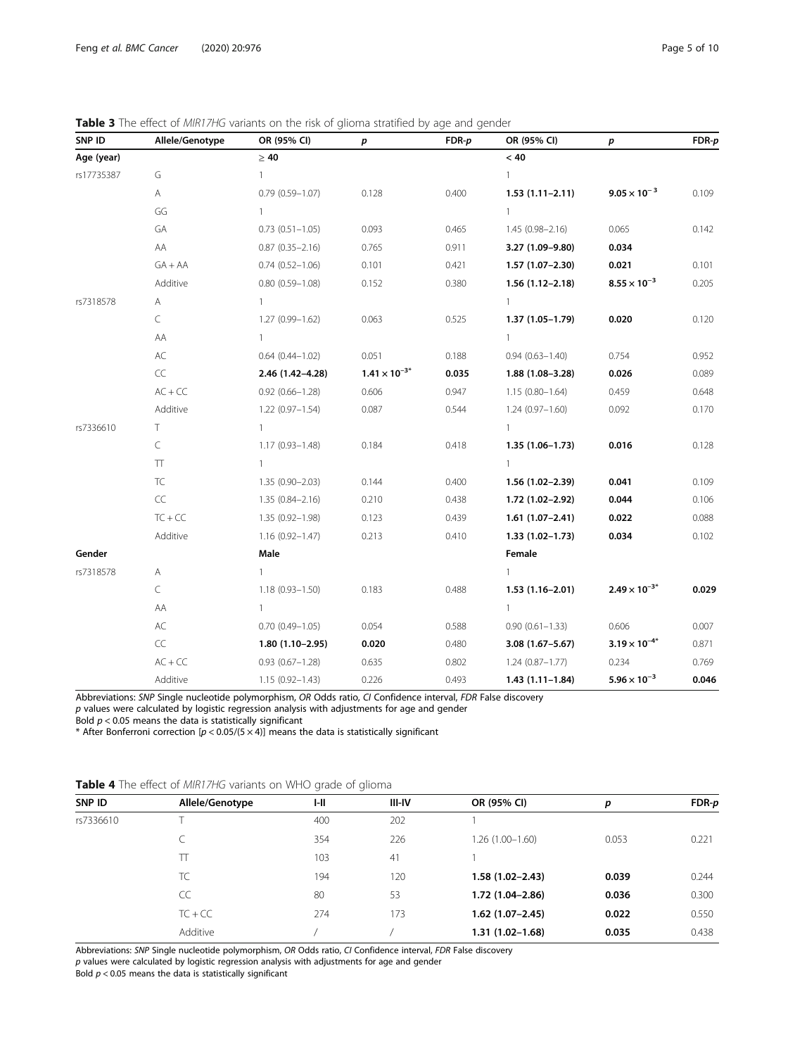**Table 3** The effect of *MIR17HG* variants on the risk of glioma stratified by age and gender

| SNP ID | Allele/Genotype | OR (95% CI) | *p* | FDR-*p* | OR (95% CI) | *p* | FDR-*p* |
|---|---|---|---|---|---|---|---|
| **Age (year)** | | **≥ 40** | | | **< 40** | | |
| rs17735387 | G | 1 | | | 1 | | |
| | A | 0.79 (0.59–1.07) | 0.128 | 0.400 | **1.53 (1.11–2.11)** | **$9.05 \times 10^{-3}$** | 0.109 |
| | GG | 1 | | | 1 | | |
| | GA | 0.73 (0.51–1.05) | 0.093 | 0.465 | 1.45 (0.98–2.16) | 0.065 | 0.142 |
| | AA | 0.87 (0.35–2.16) | 0.765 | 0.911 | **3.27 (1.09–9.80)** | **0.034** | |
| | GA + AA | 0.74 (0.52–1.06) | 0.101 | 0.421 | **1.57 (1.07–2.30)** | **0.021** | 0.101 |
| | Additive | 0.80 (0.59–1.08) | 0.152 | 0.380 | **1.56 (1.12–2.18)** | **$8.55 \times 10^{-3}$** | 0.205 |
| rs7318578 | A | 1 | | | 1 | | |
| | C | 1.27 (0.99–1.62) | 0.063 | 0.525 | **1.37 (1.05–1.79)** | **0.020** | 0.120 |
| | AA | 1 | | | 1 | | |
| | AC | 0.64 (0.44–1.02) | 0.051 | 0.188 | 0.94 (0.63–1.40) | 0.754 | 0.952 |
| | CC | **2.46 (1.42–4.28)** | **$1.41 \times 10^{-3*}$** | **0.035** | **1.88 (1.08–3.28)** | **0.026** | 0.089 |
| | AC + CC | 0.92 (0.66–1.28) | 0.606 | 0.947 | 1.15 (0.80–1.64) | 0.459 | 0.648 |
| | Additive | 1.22 (0.97–1.54) | 0.087 | 0.544 | 1.24 (0.97–1.60) | 0.092 | 0.170 |
| rs7336610 | T | 1 | | | 1 | | |
| | C | 1.17 (0.93–1.48) | 0.184 | 0.418 | **1.35 (1.06–1.73)** | **0.016** | 0.128 |
| | TT | 1 | | | 1 | | |
| | TC | 1.35 (0.90–2.03) | 0.144 | 0.400 | **1.56 (1.02–2.39)** | **0.041** | 0.109 |
| | CC | 1.35 (0.84–2.16) | 0.210 | 0.438 | **1.72 (1.02–2.92)** | **0.044** | 0.106 |
| | TC + CC | 1.35 (0.92–1.98) | 0.123 | 0.439 | **1.61 (1.07–2.41)** | **0.022** | 0.088 |
| | Additive | 1.16 (0.92–1.47) | 0.213 | 0.410 | **1.33 (1.02–1.73)** | **0.034** | 0.102 |
| **Gender** | | **Male** | | | **Female** | | |
| rs7318578 | A | 1 | | | 1 | | |
| | C | 1.18 (0.93–1.50) | 0.183 | 0.488 | **1.53 (1.16–2.01)** | **$2.49 \times 10^{-3*}$** | **0.029** |
| | AA | 1 | | | 1 | | |
| | AC | 0.70 (0.49–1.05) | 0.054 | 0.588 | 0.90 (0.61–1.33) | 0.606 | 0.007 |
| | CC | **1.80 (1.10–2.95)** | **0.020** | 0.480 | **3.08 (1.67–5.67)** | **$3.19 \times 10^{-4*}$** | 0.871 |
| | AC + CC | 0.93 (0.67–1.28) | 0.635 | 0.802 | 1.24 (0.87–1.77) | 0.234 | 0.769 |
| | Additive | 1.15 (0.92–1.43) | 0.226 | 0.493 | **1.43 (1.11–1.84)** | **$5.96 \times 10^{-3}$** | **0.046** |

Abbreviations: *SNP* Single nucleotide polymorphism, *OR* Odds ratio, *CI* Confidence interval, *FDR* False discovery

*p* values were calculated by logistic regression analysis with adjustments for age and gender

Bold $p < 0.05$ means the data is statistically significant

* After Bonferroni correction [$p < 0.05/(5 \times 4)$] means the data is statistically significant

**Table 4** The effect of *MIR17HG* variants on WHO grade of glioma

| SNP ID | Allele/Genotype | I-II | III-IV | OR (95% CI) | *p* | FDR-*p* |
|---|---|---|---|---|---|---|
| rs7336610 | T | 400 | 202 | 1 | | |
| | C | 354 | 226 | 1.26 (1.00–1.60) | 0.053 | 0.221 |
| | TT | 103 | 41 | 1 | | |
| | TC | 194 | 120 | **1.58 (1.02–2.43)** | **0.039** | 0.244 |
| | CC | 80 | 53 | **1.72 (1.04–2.86)** | **0.036** | 0.300 |
| | TC + CC | 274 | 173 | **1.62 (1.07–2.45)** | **0.022** | 0.550 |
| | Additive | / | / | **1.31 (1.02–1.68)** | **0.035** | 0.438 |

Abbreviations: *SNP* Single nucleotide polymorphism, *OR* Odds ratio, *CI* Confidence interval, *FDR* False discovery

*p* values were calculated by logistic regression analysis with adjustments for age and gender

Bold $p < 0.05$ means the data is statistically significant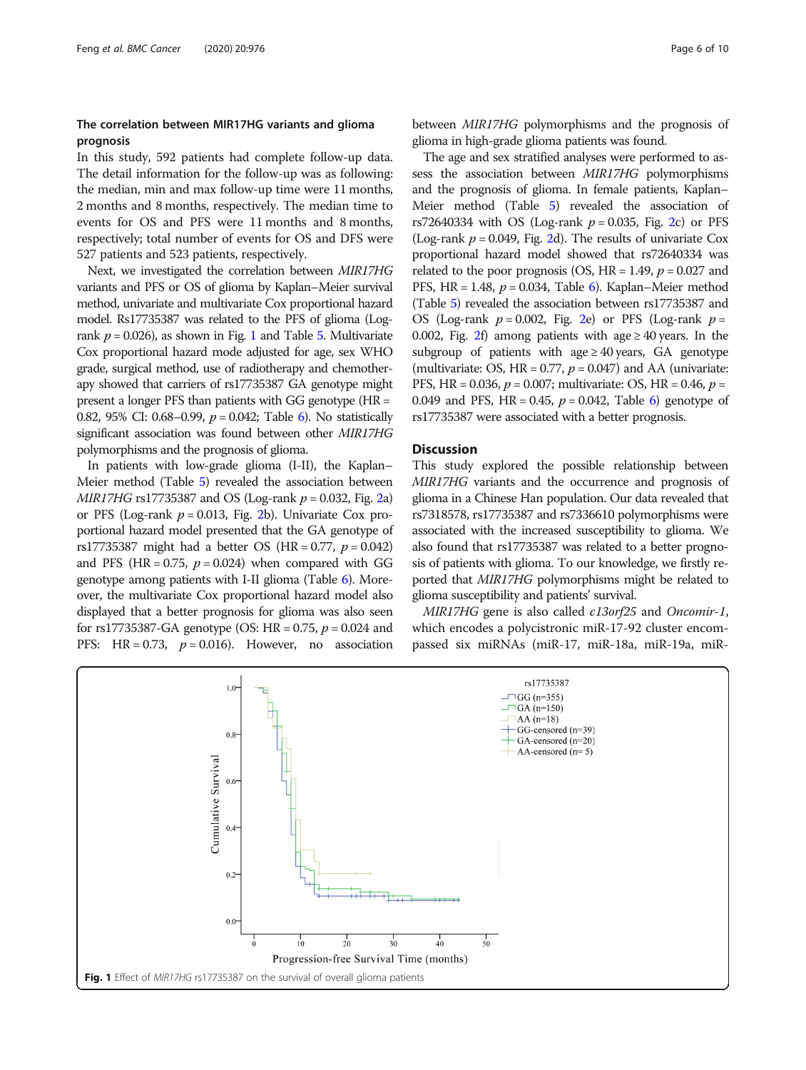### The correlation between MIR17HG variants and glioma prognosis

In this study, 592 patients had complete follow-up data. The detail information for the follow-up was as following: the median, min and max follow-up time were 11 months, 2 months and 8 months, respectively. The median time to events for OS and PFS were 11 months and 8 months, respectively; total number of events for OS and DFS were 527 patients and 523 patients, respectively.

Next, we investigated the correlation between *MIR17HG* variants and PFS or OS of glioma by Kaplan–Meier survival method, univariate and multivariate Cox proportional hazard model. Rs17735387 was related to the PFS of glioma (Log-rank $p = 0.026$), as shown in Fig. 1 and Table 5. Multivariate Cox proportional hazard mode adjusted for age, sex WHO grade, surgical method, use of radiotherapy and chemotherapy showed that carriers of rs17735387 GA genotype might present a longer PFS than patients with GG genotype (HR = 0.82, 95% CI: 0.68–0.99, $p = 0.042$; Table 6). No statistically significant association was found between other *MIR17HG* polymorphisms and the prognosis of glioma.

In patients with low-grade glioma (I-II), the Kaplan–Meier method (Table 5) revealed the association between *MIR17HG* rs17735387 and OS (Log-rank $p = 0.032$, Fig. 2a) or PFS (Log-rank $p = 0.013$, Fig. 2b). Univariate Cox proportional hazard model presented that the GA genotype of rs17735387 might had a better OS (HR = 0.77, $p = 0.042$) and PFS (HR = 0.75, $p = 0.024$) when compared with GG genotype among patients with I-II glioma (Table 6). Moreover, the multivariate Cox proportional hazard model also displayed that a better prognosis for glioma was also seen for rs17735387-GA genotype (OS: HR = 0.75, $p = 0.024$ and PFS: HR = 0.73, $p = 0.016$). However, no association between *MIR17HG* polymorphisms and the prognosis of glioma in high-grade glioma patients was found.

The age and sex stratified analyses were performed to assess the association between *MIR17HG* polymorphisms and the prognosis of glioma. In female patients, Kaplan–Meier method (Table 5) revealed the association of rs72640334 with OS (Log-rank $p = 0.035$, Fig. 2c) or PFS (Log-rank $p = 0.049$, Fig. 2d). The results of univariate Cox proportional hazard model showed that rs72640334 was related to the poor prognosis (OS, HR = 1.49, $p = 0.027$ and PFS, HR = 1.48, $p = 0.034$, Table 6). Kaplan–Meier method (Table 5) revealed the association between rs17735387 and OS (Log-rank $p = 0.002$, Fig. 2e) or PFS (Log-rank $p = 0.002$, Fig. 2f) among patients with age ≥ 40 years. In the subgroup of patients with age ≥ 40 years, GA genotype (multivariate: OS, HR = 0.77, $p = 0.047$) and AA (univariate: PFS, HR = 0.036, $p = 0.007$; multivariate: OS, HR = 0.46, $p = 0.049$ and PFS, HR = 0.45, $p = 0.042$, Table 6) genotype of rs17735387 were associated with a better prognosis.

## Discussion

This study explored the possible relationship between *MIR17HG* variants and the occurrence and prognosis of glioma in a Chinese Han population. Our data revealed that rs7318578, rs17735387 and rs7336610 polymorphisms were associated with the increased susceptibility to glioma. We also found that rs17735387 was related to a better prognosis of patients with glioma. To our knowledge, we firstly reported that *MIR17HG* polymorphisms might be related to glioma susceptibility and patients' survival.

*MIR17HG* gene is also called *c13orf25* and *Oncomir-1*, which encodes a polycistronic miR-17-92 cluster encompassed six miRNAs (miR-17, miR-18a, miR-19a, miR-

**Fig. 1** Effect of *MIR17HG* rs17735387 on the survival of overall glioma patients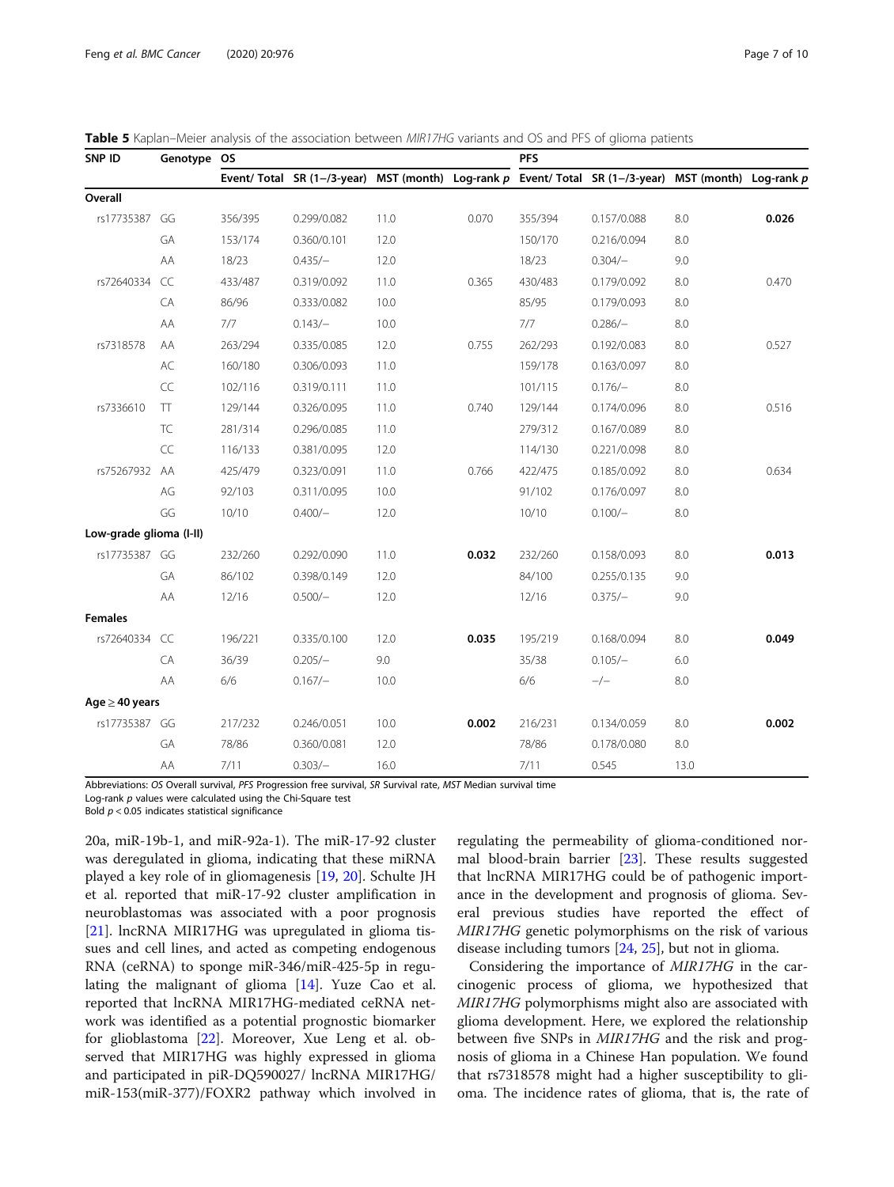**Table 5** Kaplan–Meier analysis of the association between *MIR17HG* variants and OS and PFS of glioma patients

| SNP ID | Genotype | OS | | | | PFS | | | |
|---|---|---|---|---|---|---|---|---|---|
| | | Event/ Total | SR (1−/3-year) | MST (month) | Log-rank *p* | Event/ Total | SR (1−/3-year) | MST (month) | Log-rank *p* |
| **Overall** | | | | | | | | | |
| rs17735387 | GG | 356/395 | 0.299/0.082 | 11.0 | 0.070 | 355/394 | 0.157/0.088 | 8.0 | **0.026** |
| | GA | 153/174 | 0.360/0.101 | 12.0 | | 150/170 | 0.216/0.094 | 8.0 | |
| | AA | 18/23 | 0.435/− | 12.0 | | 18/23 | 0.304/− | 9.0 | |
| rs72640334 | CC | 433/487 | 0.319/0.092 | 11.0 | 0.365 | 430/483 | 0.179/0.092 | 8.0 | 0.470 |
| | CA | 86/96 | 0.333/0.082 | 10.0 | | 85/95 | 0.179/0.093 | 8.0 | |
| | AA | 7/7 | 0.143/− | 10.0 | | 7/7 | 0.286/− | 8.0 | |
| rs7318578 | AA | 263/294 | 0.335/0.085 | 12.0 | 0.755 | 262/293 | 0.192/0.083 | 8.0 | 0.527 |
| | AC | 160/180 | 0.306/0.093 | 11.0 | | 159/178 | 0.163/0.097 | 8.0 | |
| | CC | 102/116 | 0.319/0.111 | 11.0 | | 101/115 | 0.176/− | 8.0 | |
| rs7336610 | TT | 129/144 | 0.326/0.095 | 11.0 | 0.740 | 129/144 | 0.174/0.096 | 8.0 | 0.516 |
| | TC | 281/314 | 0.296/0.085 | 11.0 | | 279/312 | 0.167/0.089 | 8.0 | |
| | CC | 116/133 | 0.381/0.095 | 12.0 | | 114/130 | 0.221/0.098 | 8.0 | |
| rs75267932 | AA | 425/479 | 0.323/0.091 | 11.0 | 0.766 | 422/475 | 0.185/0.092 | 8.0 | 0.634 |
| | AG | 92/103 | 0.311/0.095 | 10.0 | | 91/102 | 0.176/0.097 | 8.0 | |
| | GG | 10/10 | 0.400/− | 12.0 | | 10/10 | 0.100/− | 8.0 | |
| **Low-grade glioma (I-II)** | | | | | | | | | |
| rs17735387 | GG | 232/260 | 0.292/0.090 | 11.0 | **0.032** | 232/260 | 0.158/0.093 | 8.0 | **0.013** |
| | GA | 86/102 | 0.398/0.149 | 12.0 | | 84/100 | 0.255/0.135 | 9.0 | |
| | AA | 12/16 | 0.500/− | 12.0 | | 12/16 | 0.375/− | 9.0 | |
| **Females** | | | | | | | | | |
| rs72640334 | CC | 196/221 | 0.335/0.100 | 12.0 | **0.035** | 195/219 | 0.168/0.094 | 8.0 | **0.049** |
| | CA | 36/39 | 0.205/− | 9.0 | | 35/38 | 0.105/− | 6.0 | |
| | AA | 6/6 | 0.167/− | 10.0 | | 6/6 | −/− | 8.0 | |
| **Age ≥ 40 years** | | | | | | | | | |
| rs17735387 | GG | 217/232 | 0.246/0.051 | 10.0 | **0.002** | 216/231 | 0.134/0.059 | 8.0 | **0.002** |
| | GA | 78/86 | 0.360/0.081 | 12.0 | | 78/86 | 0.178/0.080 | 8.0 | |
| | AA | 7/11 | 0.303/− | 16.0 | | 7/11 | 0.545 | 13.0 | |

Abbreviations: *OS* Overall survival, *PFS* Progression free survival, *SR* Survival rate, *MST* Median survival time
Log-rank *p* values were calculated using the Chi-Square test
Bold $p < 0.05$ indicates statistical significance

20a, miR-19b-1, and miR-92a-1). The miR-17-92 cluster was deregulated in glioma, indicating that these miRNA played a key role of in gliomagenesis [19, 20]. Schulte JH et al. reported that miR-17-92 cluster amplification in neuroblastomas was associated with a poor prognosis [21]. lncRNA MIR17HG was upregulated in glioma tissues and cell lines, and acted as competing endogenous RNA (ceRNA) to sponge miR-346/miR-425-5p in regulating the malignant of glioma [14]. Yuze Cao et al. reported that lncRNA MIR17HG-mediated ceRNA network was identified as a potential prognostic biomarker for glioblastoma [22]. Moreover, Xue Leng et al. observed that MIR17HG was highly expressed in glioma and participated in piR-DQ590027/ lncRNA MIR17HG/ miR-153(miR-377)/FOXR2 pathway which involved in regulating the permeability of glioma-conditioned normal blood-brain barrier [23]. These results suggested that lncRNA MIR17HG could be of pathogenic importance in the development and prognosis of glioma. Several previous studies have reported the effect of *MIR17HG* genetic polymorphisms on the risk of various disease including tumors [24, 25], but not in glioma.

Considering the importance of *MIR17HG* in the carcinogenic process of glioma, we hypothesized that *MIR17HG* polymorphisms might also are associated with glioma development. Here, we explored the relationship between five SNPs in *MIR17HG* and the risk and prognosis of glioma in a Chinese Han population. We found that rs7318578 might had a higher susceptibility to glioma. The incidence rates of glioma, that is, the rate of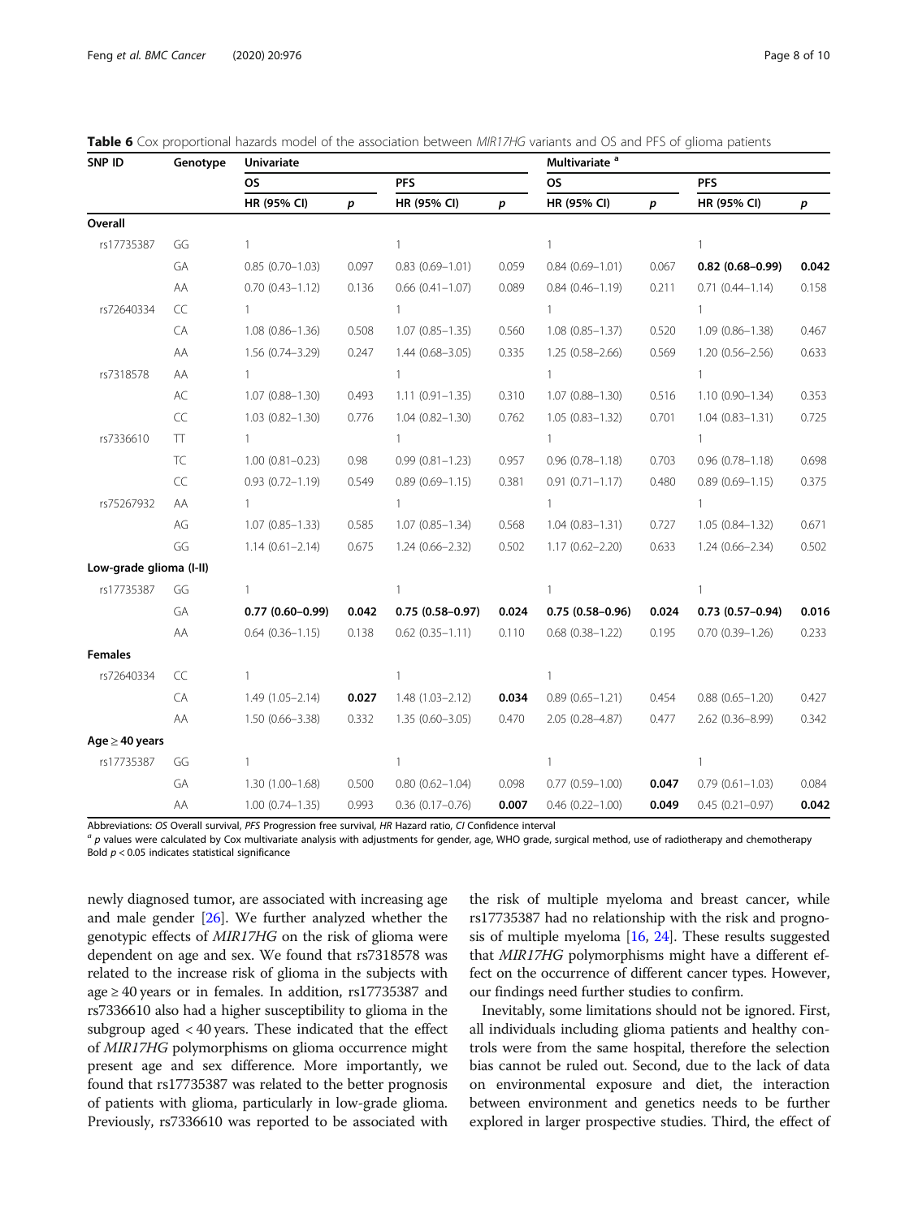**Table 6** Cox proportional hazards model of the association between *MIR17HG* variants and OS and PFS of glioma patients

| SNP ID | Genotype | Univariate | | | | Multivariate [a] | | | |
|---|---|---|---|---|---|---|---|---|---|
| | | OS | | PFS | | OS | | PFS | |
| | | HR (95% CI) | *p* | HR (95% CI) | *p* | HR (95% CI) | *p* | HR (95% CI) | *p* |
| **Overall** | | | | | | | | | |
| rs17735387 | GG | 1 | | 1 | | 1 | | 1 | |
| | GA | 0.85 (0.70–1.03) | 0.097 | 0.83 (0.69–1.01) | 0.059 | 0.84 (0.69–1.01) | 0.067 | **0.82 (0.68–0.99)** | **0.042** |
| | AA | 0.70 (0.43–1.12) | 0.136 | 0.66 (0.41–1.07) | 0.089 | 0.84 (0.46–1.19) | 0.211 | 0.71 (0.44–1.14) | 0.158 |
| rs72640334 | CC | 1 | | 1 | | 1 | | 1 | |
| | CA | 1.08 (0.86–1.36) | 0.508 | 1.07 (0.85–1.35) | 0.560 | 1.08 (0.85–1.37) | 0.520 | 1.09 (0.86–1.38) | 0.467 |
| | AA | 1.56 (0.74–3.29) | 0.247 | 1.44 (0.68–3.05) | 0.335 | 1.25 (0.58–2.66) | 0.569 | 1.20 (0.56–2.56) | 0.633 |
| rs7318578 | AA | 1 | | 1 | | 1 | | 1 | |
| | AC | 1.07 (0.88–1.30) | 0.493 | 1.11 (0.91–1.35) | 0.310 | 1.07 (0.88–1.30) | 0.516 | 1.10 (0.90–1.34) | 0.353 |
| | CC | 1.03 (0.82–1.30) | 0.776 | 1.04 (0.82–1.30) | 0.762 | 1.05 (0.83–1.32) | 0.701 | 1.04 (0.83–1.31) | 0.725 |
| rs7336610 | TT | 1 | | 1 | | 1 | | 1 | |
| | TC | 1.00 (0.81–0.23) | 0.98 | 0.99 (0.81–1.23) | 0.957 | 0.96 (0.78–1.18) | 0.703 | 0.96 (0.78–1.18) | 0.698 |
| | CC | 0.93 (0.72–1.19) | 0.549 | 0.89 (0.69–1.15) | 0.381 | 0.91 (0.71–1.17) | 0.480 | 0.89 (0.69–1.15) | 0.375 |
| rs75267932 | AA | 1 | | 1 | | 1 | | 1 | |
| | AG | 1.07 (0.85–1.33) | 0.585 | 1.07 (0.85–1.34) | 0.568 | 1.04 (0.83–1.31) | 0.727 | 1.05 (0.84–1.32) | 0.671 |
| | GG | 1.14 (0.61–2.14) | 0.675 | 1.24 (0.66–2.32) | 0.502 | 1.17 (0.62–2.20) | 0.633 | 1.24 (0.66–2.34) | 0.502 |
| **Low-grade glioma (I-II)** | | | | | | | | | |
| rs17735387 | GG | 1 | | 1 | | 1 | | 1 | |
| | GA | **0.77 (0.60–0.99)** | **0.042** | **0.75 (0.58–0.97)** | **0.024** | **0.75 (0.58–0.96)** | **0.024** | **0.73 (0.57–0.94)** | **0.016** |
| | AA | 0.64 (0.36–1.15) | 0.138 | 0.62 (0.35–1.11) | 0.110 | 0.68 (0.38–1.22) | 0.195 | 0.70 (0.39–1.26) | 0.233 |
| **Females** | | | | | | | | | |
| rs72640334 | CC | 1 | | 1 | | 1 | | | |
| | CA | 1.49 (1.05–2.14) | **0.027** | 1.48 (1.03–2.12) | **0.034** | 0.89 (0.65–1.21) | 0.454 | 0.88 (0.65–1.20) | 0.427 |
| | AA | 1.50 (0.66–3.38) | 0.332 | 1.35 (0.60–3.05) | 0.470 | 2.05 (0.28–4.87) | 0.477 | 2.62 (0.36–8.99) | 0.342 |
| **Age ≥ 40 years** | | | | | | | | | |
| rs17735387 | GG | 1 | | 1 | | 1 | | 1 | |
| | GA | 1.30 (1.00–1.68) | 0.500 | 0.80 (0.62–1.04) | 0.098 | 0.77 (0.59–1.00) | **0.047** | 0.79 (0.61–1.03) | 0.084 |
| | AA | 1.00 (0.74–1.35) | 0.993 | 0.36 (0.17–0.76) | **0.007** | 0.46 (0.22–1.00) | **0.049** | 0.45 (0.21–0.97) | **0.042** |

Abbreviations: *OS* Overall survival, *PFS* Progression free survival, *HR* Hazard ratio, *CI* Confidence interval

[a] *p* values were calculated by Cox multivariate analysis with adjustments for gender, age, WHO grade, surgical method, use of radiotherapy and chemotherapy

Bold $p < 0.05$ indicates statistical significance

newly diagnosed tumor, are associated with increasing age and male gender [26]. We further analyzed whether the genotypic effects of *MIR17HG* on the risk of glioma were dependent on age and sex. We found that rs7318578 was related to the increase risk of glioma in the subjects with age ≥ 40 years or in females. In addition, rs17735387 and rs7336610 also had a higher susceptibility to glioma in the subgroup aged < 40 years. These indicated that the effect of *MIR17HG* polymorphisms on glioma occurrence might present age and sex difference. More importantly, we found that rs17735387 was related to the better prognosis of patients with glioma, particularly in low-grade glioma. Previously, rs7336610 was reported to be associated with the risk of multiple myeloma and breast cancer, while rs17735387 had no relationship with the risk and prognosis of multiple myeloma [16, 24]. These results suggested that *MIR17HG* polymorphisms might have a different effect on the occurrence of different cancer types. However, our findings need further studies to confirm.

Inevitably, some limitations should not be ignored. First, all individuals including glioma patients and healthy controls were from the same hospital, therefore the selection bias cannot be ruled out. Second, due to the lack of data on environmental exposure and diet, the interaction between environment and genetics needs to be further explored in larger prospective studies. Third, the effect of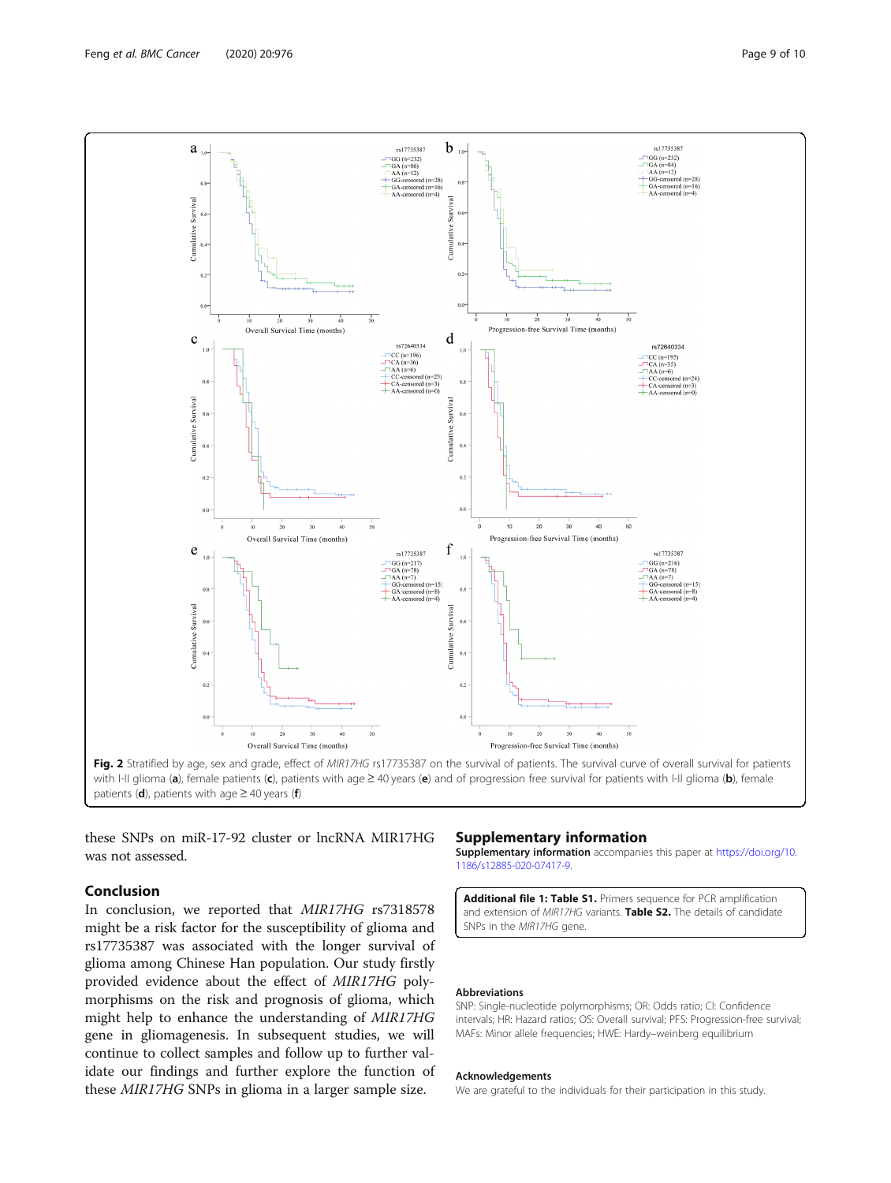Fig. 2 Stratified by age, sex and grade, effect of *MIR17HG* rs17735387 on the survival of patients. The survival curve of overall survival for patients with I-II glioma (**a**), female patients (**c**), patients with age ≥ 40 years (**e**) and of progression free survival for patients with I-II glioma (**b**), female patients (**d**), patients with age ≥ 40 years (**f**)

these SNPs on miR-17-92 cluster or lncRNA MIR17HG was not assessed.

## Conclusion

In conclusion, we reported that *MIR17HG* rs7318578 might be a risk factor for the susceptibility of glioma and rs17735387 was associated with the longer survival of glioma among Chinese Han population. Our study firstly provided evidence about the effect of *MIR17HG* polymorphisms on the risk and prognosis of glioma, which might help to enhance the understanding of *MIR17HG* gene in gliomagenesis. In subsequent studies, we will continue to collect samples and follow up to further validate our findings and further explore the function of these *MIR17HG* SNPs in glioma in a larger sample size.

## Supplementary information

**Supplementary information** accompanies this paper at https://doi.org/10.1186/s12885-020-07417-9.

**Additional file 1: Table S1.** Primers sequence for PCR amplification and extension of *MIR17HG* variants. **Table S2.** The details of candidate SNPs in the *MIR17HG* gene.

### Abbreviations

SNP: Single-nucleotide polymorphisms; OR: Odds ratio; CI: Confidence intervals; HR: Hazard ratios; OS: Overall survival; PFS: Progression-free survival; MAFs: Minor allele frequencies; HWE: Hardy–weinberg equilibrium

### Acknowledgements

We are grateful to the individuals for their participation in this study.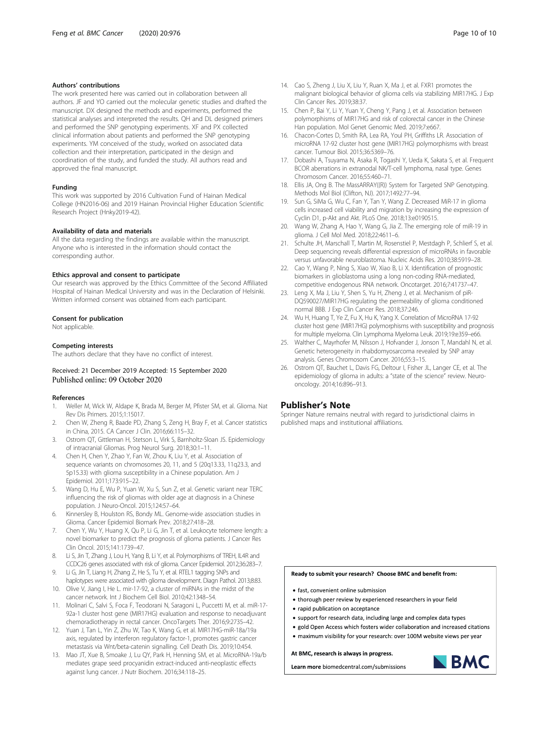#### Authors' contributions

The work presented here was carried out in collaboration between all authors. JF and YO carried out the molecular genetic studies and drafted the manuscript. DX designed the methods and experiments, performed the statistical analyses and interpreted the results. QH and DL designed primers and performed the SNP genotyping experiments. XF and PX collected clinical information about patients and performed the SNP genotyping experiments. YM conceived of the study, worked on associated data collection and their interpretation, participated in the design and coordination of the study, and funded the study. All authors read and approved the final manuscript.

#### Funding

This work was supported by 2016 Cultivation Fund of Hainan Medical College (HN2016-06) and 2019 Hainan Provincial Higher Education Scientific Research Project (Hnky2019-42).

#### Availability of data and materials

All the data regarding the findings are available within the manuscript. Anyone who is interested in the information should contact the corresponding author.

#### Ethics approval and consent to participate

Our research was approved by the Ethics Committee of the Second Affiliated Hospital of Hainan Medical University and was in the Declaration of Helsinki. Written informed consent was obtained from each participant.

#### Consent for publication

Not applicable.

#### Competing interests

The authors declare that they have no conflict of interest.

Received: 21 December 2019 Accepted: 15 September 2020
Published online: 09 October 2020

#### References

1. Weller M, Wick W, Aldape K, Brada M, Berger M, Pfister SM, et al. Glioma. Nat Rev Dis Primers. 2015;1:15017.
2. Chen W, Zheng R, Baade PD, Zhang S, Zeng H, Bray F, et al. Cancer statistics in China, 2015. CA Cancer J Clin. 2016;66:115–32.
3. Ostrom QT, Gittleman H, Stetson L, Virk S, Barnholtz-Sloan JS. Epidemiology of intracranial Gliomas. Prog Neurol Surg. 2018;30:1–11.
4. Chen H, Chen Y, Zhao Y, Fan W, Zhou K, Liu Y, et al. Association of sequence variants on chromosomes 20, 11, and 5 (20q13.33, 11q23.3, and 5p15.33) with glioma susceptibility in a Chinese population. Am J Epidemiol. 2011;173:915–22.
5. Wang D, Hu E, Wu P, Yuan W, Xu S, Sun Z, et al. Genetic variant near TERC influencing the risk of gliomas with older age at diagnosis in a Chinese population. J Neuro-Oncol. 2015;124:57–64.
6. Kinnersley B, Houlston RS, Bondy ML. Genome-wide association studies in Glioma. Cancer Epidemiol Biomark Prev. 2018;27:418–28.
7. Chen Y, Wu Y, Huang X, Qu P, Li G, Jin T, et al. Leukocyte telomere length: a novel biomarker to predict the prognosis of glioma patients. J Cancer Res Clin Oncol. 2015;141:1739–47.
8. Li S, Jin T, Zhang J, Lou H, Yang B, Li Y, et al. Polymorphisms of TREH, IL4R and CCDC26 genes associated with risk of glioma. Cancer Epidemiol. 2012;36:283–7.
9. Li G, Jin T, Liang H, Zhang Z, He S, Tu Y, et al. RTEL1 tagging SNPs and haplotypes were associated with glioma development. Diagn Pathol. 2013;8:83.
10. Olive V, Jiang I, He L. mir-17-92, a cluster of miRNAs in the midst of the cancer network. Int J Biochem Cell Biol. 2010;42:1348–54.
11. Molinari C, Salvi S, Foca F, Teodorani N, Saragoni L, Puccetti M, et al. miR-17-92a-1 cluster host gene (MIR17HG) evaluation and response to neoadjuvant chemoradiotherapy in rectal cancer. OncoTargets Ther. 2016;9:2735–42.
12. Yuan J, Tan L, Yin Z, Zhu W, Tao K, Wang G, et al. MIR17HG-miR-18a/19a axis, regulated by interferon regulatory factor-1, promotes gastric cancer metastasis via Wnt/beta-catenin signalling. Cell Death Dis. 2019;10:454.
13. Mao JT, Xue B, Smoake J, Lu QY, Park H, Henning SM, et al. MicroRNA-19a/b mediates grape seed procyanidin extract-induced anti-neoplastic effects against lung cancer. J Nutr Biochem. 2016;34:118–25.
14. Cao S, Zheng J, Liu X, Liu Y, Ruan X, Ma J, et al. FXR1 promotes the malignant biological behavior of glioma cells via stabilizing MIR17HG. J Exp Clin Cancer Res. 2019;38:37.
15. Chen P, Bai Y, Li Y, Yuan Y, Cheng Y, Pang J, et al. Association between polymorphisms of MIR17HG and risk of colorectal cancer in the Chinese Han population. Mol Genet Genomic Med. 2019;7:e667.
16. Chacon-Cortes D, Smith RA, Lea RA, Youl PH, Griffiths LR. Association of microRNA 17-92 cluster host gene (MIR17HG) polymorphisms with breast cancer. Tumour Biol. 2015;36:5369–76.
17. Dobashi A, Tsuyama N, Asaka R, Togashi Y, Ueda K, Sakata S, et al. Frequent BCOR aberrations in extranodal NK/T-cell lymphoma, nasal type. Genes Chromosom Cancer. 2016;55:460–71.
18. Ellis JA, Ong B. The MassARRAY((R)) System for Targeted SNP Genotyping. Methods Mol Biol (Clifton, NJ). 2017;1492:77–94.
19. Sun G, SiMa G, Wu C, Fan Y, Tan Y, Wang Z. Decreased MiR-17 in glioma cells increased cell viability and migration by increasing the expression of Cyclin D1, p-Akt and Akt. PLoS One. 2018;13:e0190515.
20. Wang W, Zhang A, Hao Y, Wang G, Jia Z. The emerging role of miR-19 in glioma. J Cell Mol Med. 2018;22:4611–6.
21. Schulte JH, Marschall T, Martin M, Rosenstiel P, Mestdagh P, Schlierf S, et al. Deep sequencing reveals differential expression of microRNAs in favorable versus unfavorable neuroblastoma. Nucleic Acids Res. 2010;38:5919–28.
22. Cao Y, Wang P, Ning S, Xiao W, Xiao B, Li X. Identification of prognostic biomarkers in glioblastoma using a long non-coding RNA-mediated, competitive endogenous RNA network. Oncotarget. 2016;7:41737–47.
23. Leng X, Ma J, Liu Y, Shen S, Yu H, Zheng J, et al. Mechanism of piR-DQ590027/MIR17HG regulating the permeability of glioma conditioned normal BBB. J Exp Clin Cancer Res. 2018;37:246.
24. Wu H, Huang T, Ye Z, Fu X, Hu K, Yang X. Correlation of MicroRNA 17-92 cluster host gene (MIR17HG) polymorphisms with susceptibility and prognosis for multiple myeloma. Clin Lymphoma Myeloma Leuk. 2019;19:e359–e66.
25. Walther C, Mayrhofer M, Nilsson J, Hofvander J, Jonson T, Mandahl N, et al. Genetic heterogeneity in rhabdomyosarcoma revealed by SNP array analysis. Genes Chromosom Cancer. 2016;55:3–15.
26. Ostrom QT, Bauchet L, Davis FG, Deltour I, Fisher JL, Langer CE, et al. The epidemiology of glioma in adults: a "state of the science" review. Neuro-oncology. 2014;16:896–913.

## Publisher's Note

Springer Nature remains neutral with regard to jurisdictional claims in published maps and institutional affiliations.

**Ready to submit your research? Choose BMC and benefit from:**

- fast, convenient online submission
- thorough peer review by experienced researchers in your field
- rapid publication on acceptance
- support for research data, including large and complex data types
- gold Open Access which fosters wider collaboration and increased citations
- maximum visibility for your research: over 100M website views per year

**At BMC, research is always in progress.**

**Learn more** biomedcentral.com/submissions